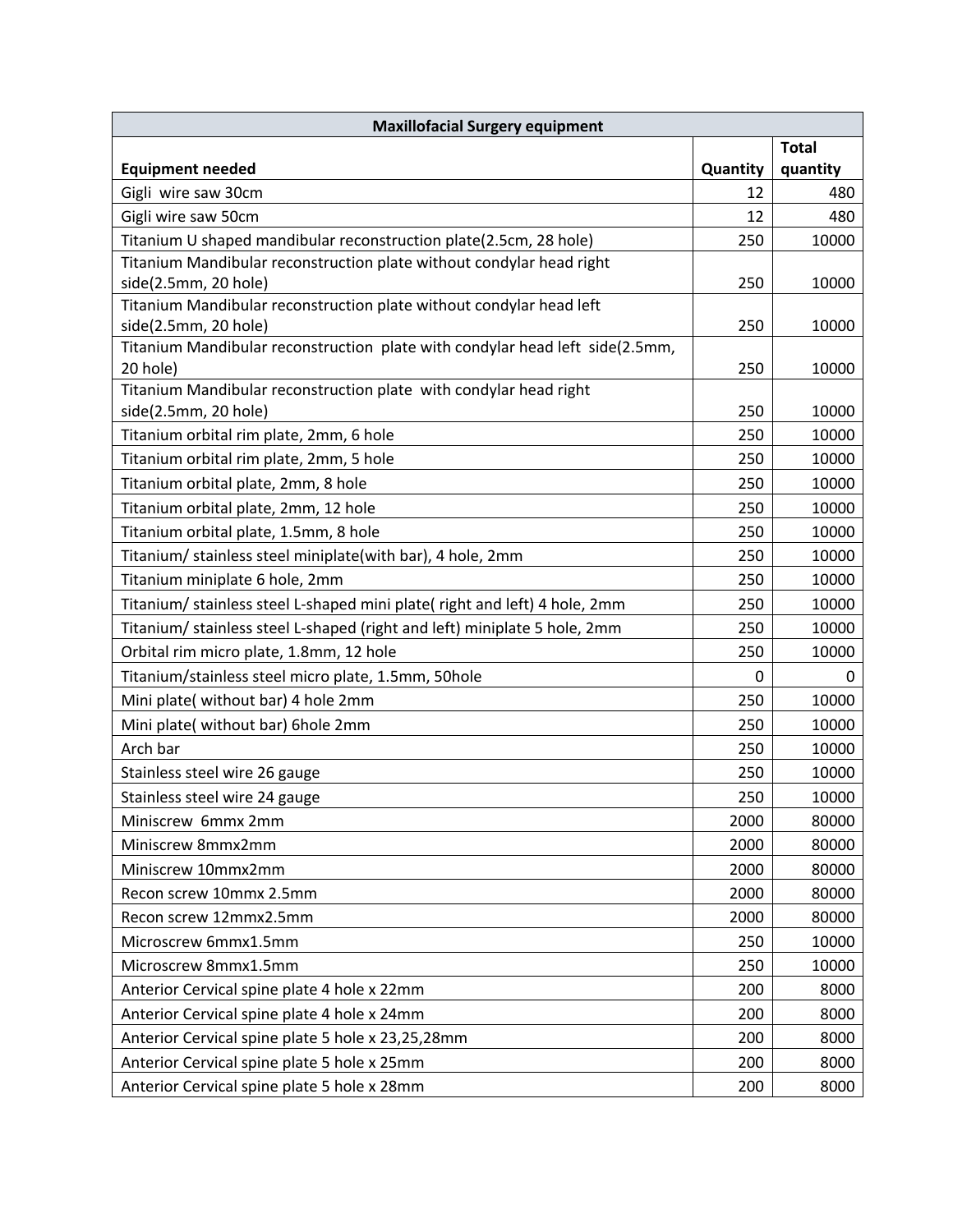| Maxillofacial Surgery equipment | | |
|---|---|---|
| **Equipment needed** | **Quantity** | **Total quantity** |
| Gigli  wire saw 30cm | 12 | 480 |
| Gigli wire saw 50cm | 12 | 480 |
| Titanium U shaped mandibular reconstruction plate(2.5cm, 28 hole) | 250 | 10000 |
| Titanium Mandibular reconstruction plate without condylar head right side(2.5mm, 20 hole) | 250 | 10000 |
| Titanium Mandibular reconstruction plate without condylar head left side(2.5mm, 20 hole) | 250 | 10000 |
| Titanium Mandibular reconstruction  plate with condylar head left  side(2.5mm, 20 hole) | 250 | 10000 |
| Titanium Mandibular reconstruction plate  with condylar head right side(2.5mm, 20 hole) | 250 | 10000 |
| Titanium orbital rim plate, 2mm, 6 hole | 250 | 10000 |
| Titanium orbital rim plate, 2mm, 5 hole | 250 | 10000 |
| Titanium orbital plate, 2mm, 8 hole | 250 | 10000 |
| Titanium orbital plate, 2mm, 12 hole | 250 | 10000 |
| Titanium orbital plate, 1.5mm, 8 hole | 250 | 10000 |
| Titanium/ stainless steel miniplate(with bar), 4 hole, 2mm | 250 | 10000 |
| Titanium miniplate 6 hole, 2mm | 250 | 10000 |
| Titanium/ stainless steel L-shaped mini plate( right and left) 4 hole, 2mm | 250 | 10000 |
| Titanium/ stainless steel L-shaped (right and left) miniplate 5 hole, 2mm | 250 | 10000 |
| Orbital rim micro plate, 1.8mm, 12 hole | 250 | 10000 |
| Titanium/stainless steel micro plate, 1.5mm, 50hole | 0 | 0 |
| Mini plate( without bar) 4 hole 2mm | 250 | 10000 |
| Mini plate( without bar) 6hole 2mm | 250 | 10000 |
| Arch bar | 250 | 10000 |
| Stainless steel wire 26 gauge | 250 | 10000 |
| Stainless steel wire 24 gauge | 250 | 10000 |
| Miniscrew  6mmx 2mm | 2000 | 80000 |
| Miniscrew 8mmx2mm | 2000 | 80000 |
| Miniscrew 10mmx2mm | 2000 | 80000 |
| Recon screw 10mmx 2.5mm | 2000 | 80000 |
| Recon screw 12mmx2.5mm | 2000 | 80000 |
| Microscrew 6mmx1.5mm | 250 | 10000 |
| Microscrew 8mmx1.5mm | 250 | 10000 |
| Anterior Cervical spine plate 4 hole x 22mm | 200 | 8000 |
| Anterior Cervical spine plate 4 hole x 24mm | 200 | 8000 |
| Anterior Cervical spine plate 5 hole x 23,25,28mm | 200 | 8000 |
| Anterior Cervical spine plate 5 hole x 25mm | 200 | 8000 |
| Anterior Cervical spine plate 5 hole x 28mm | 200 | 8000 |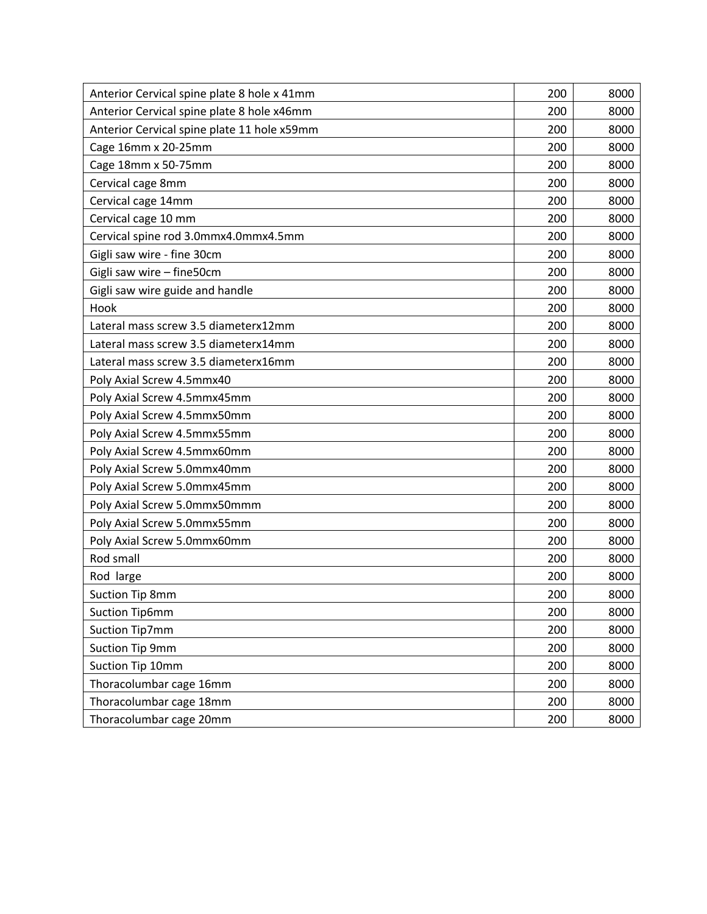| | | |
|---|---|---|
| Anterior Cervical spine plate 8 hole x 41mm | 200 | 8000 |
| Anterior Cervical spine plate 8 hole x46mm | 200 | 8000 |
| Anterior Cervical spine plate 11 hole x59mm | 200 | 8000 |
| Cage 16mm x 20-25mm | 200 | 8000 |
| Cage 18mm x 50-75mm | 200 | 8000 |
| Cervical cage 8mm | 200 | 8000 |
| Cervical cage 14mm | 200 | 8000 |
| Cervical cage 10 mm | 200 | 8000 |
| Cervical spine rod 3.0mmx4.0mmx4.5mm | 200 | 8000 |
| Gigli saw wire - fine 30cm | 200 | 8000 |
| Gigli saw wire – fine50cm | 200 | 8000 |
| Gigli saw wire guide and handle | 200 | 8000 |
| Hook | 200 | 8000 |
| Lateral mass screw 3.5 diameterx12mm | 200 | 8000 |
| Lateral mass screw 3.5 diameterx14mm | 200 | 8000 |
| Lateral mass screw 3.5 diameterx16mm | 200 | 8000 |
| Poly Axial Screw 4.5mmx40 | 200 | 8000 |
| Poly Axial Screw 4.5mmx45mm | 200 | 8000 |
| Poly Axial Screw 4.5mmx50mm | 200 | 8000 |
| Poly Axial Screw 4.5mmx55mm | 200 | 8000 |
| Poly Axial Screw 4.5mmx60mm | 200 | 8000 |
| Poly Axial Screw 5.0mmx40mm | 200 | 8000 |
| Poly Axial Screw 5.0mmx45mm | 200 | 8000 |
| Poly Axial Screw 5.0mmx50mmm | 200 | 8000 |
| Poly Axial Screw 5.0mmx55mm | 200 | 8000 |
| Poly Axial Screw 5.0mmx60mm | 200 | 8000 |
| Rod small | 200 | 8000 |
| Rod large | 200 | 8000 |
| Suction Tip 8mm | 200 | 8000 |
| Suction Tip6mm | 200 | 8000 |
| Suction Tip7mm | 200 | 8000 |
| Suction Tip 9mm | 200 | 8000 |
| Suction Tip 10mm | 200 | 8000 |
| Thoracolumbar cage 16mm | 200 | 8000 |
| Thoracolumbar cage 18mm | 200 | 8000 |
| Thoracolumbar cage 20mm | 200 | 8000 |